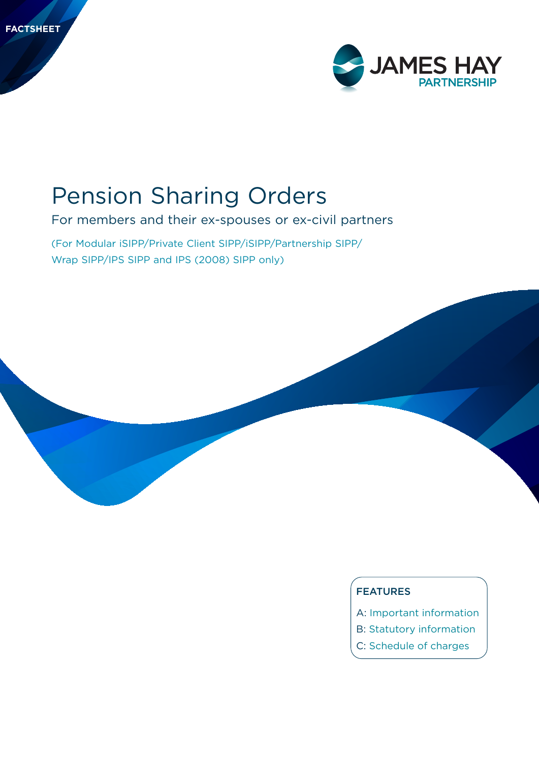FACTSHEET

JAMES HAY
PARTNERSHIP

# Pension Sharing Orders

For members and their ex-spouses or ex-civil partners

(For Modular iSIPP/Private Client SIPP/iSIPP/Partnership SIPP/ Wrap SIPP/IPS SIPP and IPS (2008) SIPP only)

**FEATURES**

A: Important information
B: Statutory information
C: Schedule of charges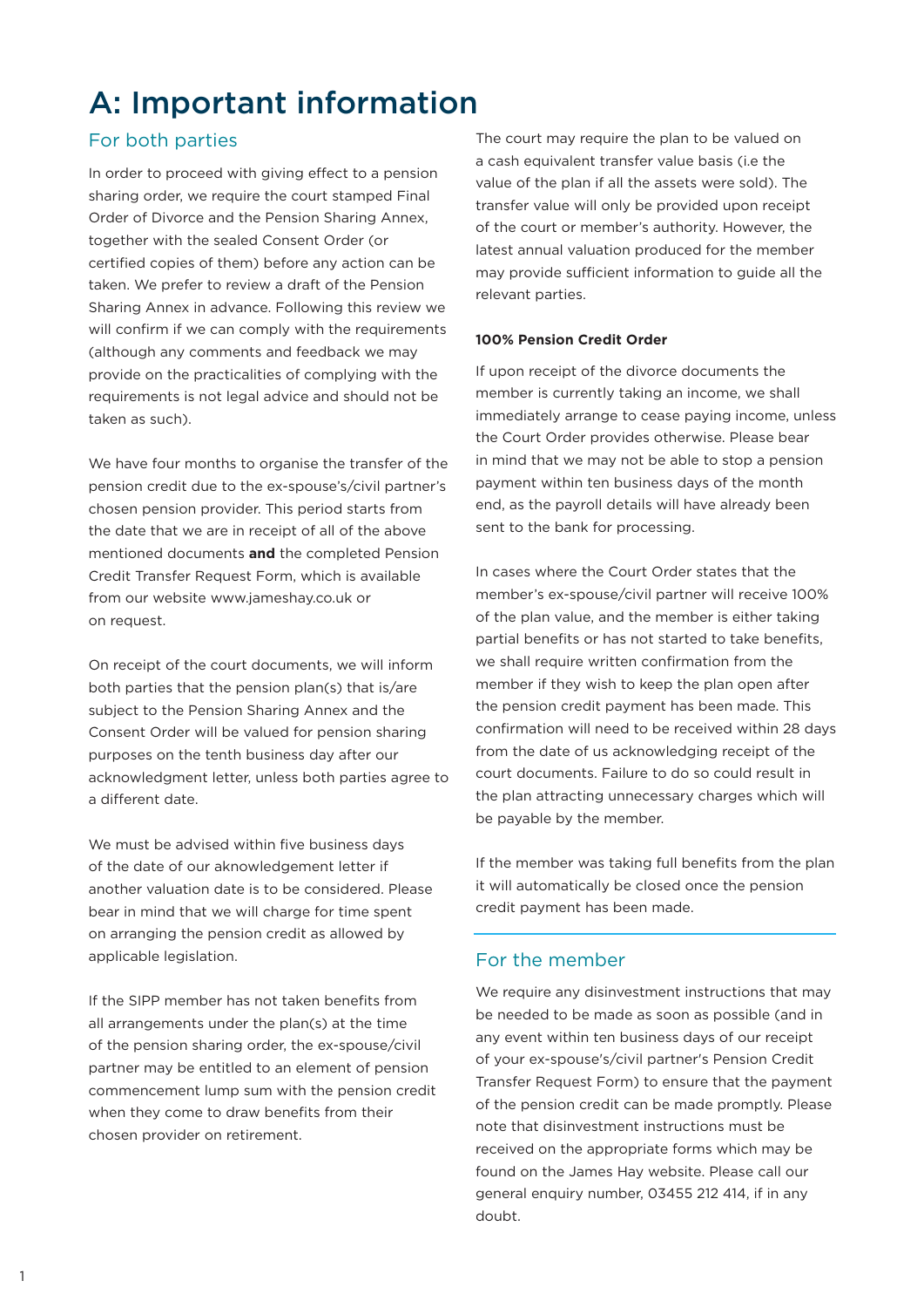# A: Important information

## For both parties

In order to proceed with giving effect to a pension sharing order, we require the court stamped Final Order of Divorce and the Pension Sharing Annex, together with the sealed Consent Order (or certified copies of them) before any action can be taken. We prefer to review a draft of the Pension Sharing Annex in advance. Following this review we will confirm if we can comply with the requirements (although any comments and feedback we may provide on the practicalities of complying with the requirements is not legal advice and should not be taken as such).

We have four months to organise the transfer of the pension credit due to the ex-spouse's/civil partner's chosen pension provider. This period starts from the date that we are in receipt of all of the above mentioned documents **and** the completed Pension Credit Transfer Request Form, which is available from our website www.jameshay.co.uk or on request.

On receipt of the court documents, we will inform both parties that the pension plan(s) that is/are subject to the Pension Sharing Annex and the Consent Order will be valued for pension sharing purposes on the tenth business day after our acknowledgment letter, unless both parties agree to a different date.

We must be advised within five business days of the date of our aknowledgement letter if another valuation date is to be considered. Please bear in mind that we will charge for time spent on arranging the pension credit as allowed by applicable legislation.

If the SIPP member has not taken benefits from all arrangements under the plan(s) at the time of the pension sharing order, the ex-spouse/civil partner may be entitled to an element of pension commencement lump sum with the pension credit when they come to draw benefits from their chosen provider on retirement.

The court may require the plan to be valued on a cash equivalent transfer value basis (i.e the value of the plan if all the assets were sold). The transfer value will only be provided upon receipt of the court or member's authority. However, the latest annual valuation produced for the member may provide sufficient information to guide all the relevant parties.

**100% Pension Credit Order**

If upon receipt of the divorce documents the member is currently taking an income, we shall immediately arrange to cease paying income, unless the Court Order provides otherwise. Please bear in mind that we may not be able to stop a pension payment within ten business days of the month end, as the payroll details will have already been sent to the bank for processing.

In cases where the Court Order states that the member's ex-spouse/civil partner will receive 100% of the plan value, and the member is either taking partial benefits or has not started to take benefits, we shall require written confirmation from the member if they wish to keep the plan open after the pension credit payment has been made. This confirmation will need to be received within 28 days from the date of us acknowledging receipt of the court documents. Failure to do so could result in the plan attracting unnecessary charges which will be payable by the member.

If the member was taking full benefits from the plan it will automatically be closed once the pension credit payment has been made.

## For the member

We require any disinvestment instructions that may be needed to be made as soon as possible (and in any event within ten business days of our receipt of your ex-spouse's/civil partner's Pension Credit Transfer Request Form) to ensure that the payment of the pension credit can be made promptly. Please note that disinvestment instructions must be received on the appropriate forms which may be found on the James Hay website. Please call our general enquiry number, 03455 212 414, if in any doubt.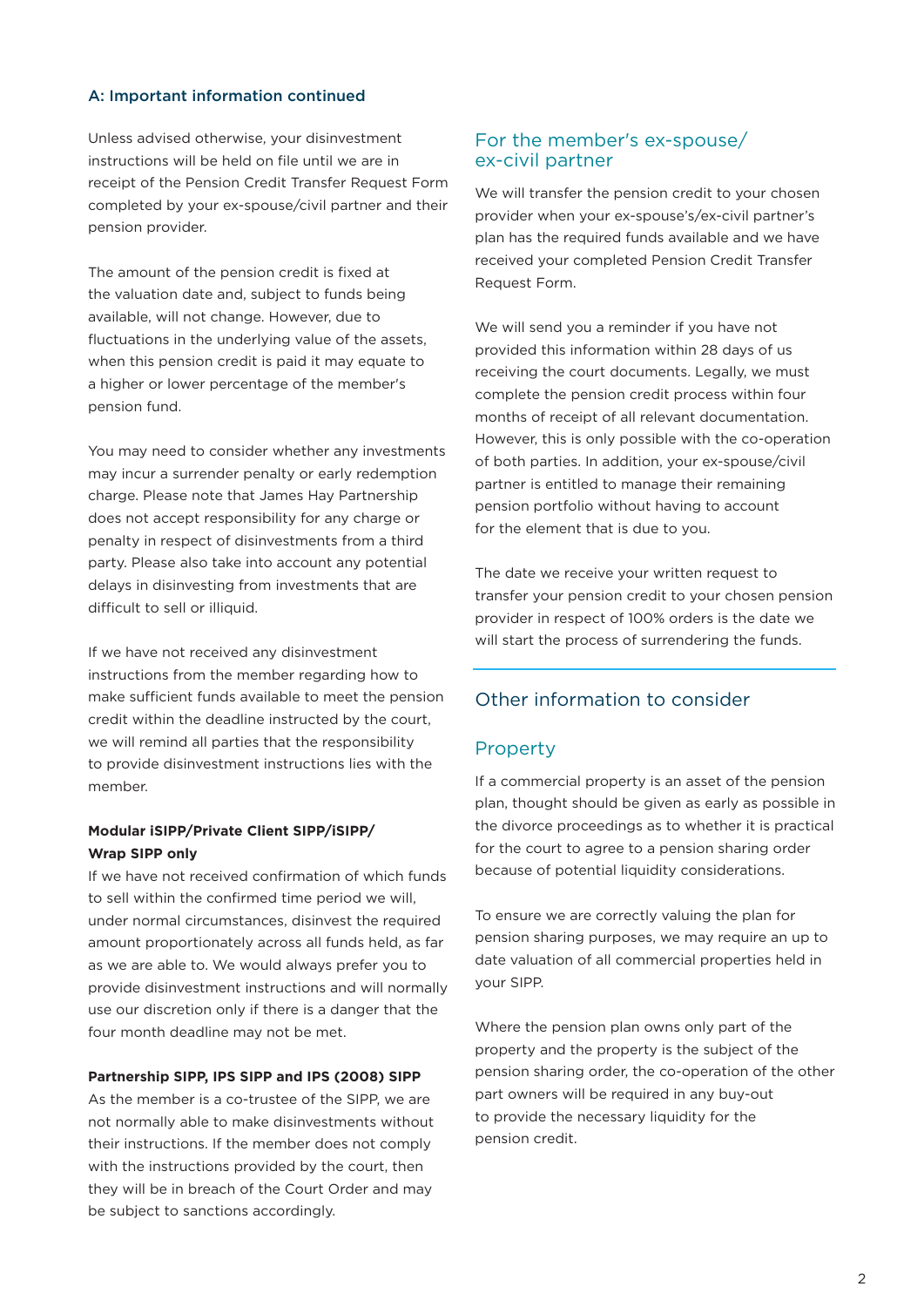## A: Important information continued

Unless advised otherwise, your disinvestment instructions will be held on file until we are in receipt of the Pension Credit Transfer Request Form completed by your ex-spouse/civil partner and their pension provider.

The amount of the pension credit is fixed at the valuation date and, subject to funds being available, will not change. However, due to fluctuations in the underlying value of the assets, when this pension credit is paid it may equate to a higher or lower percentage of the member's pension fund.

You may need to consider whether any investments may incur a surrender penalty or early redemption charge. Please note that James Hay Partnership does not accept responsibility for any charge or penalty in respect of disinvestments from a third party. Please also take into account any potential delays in disinvesting from investments that are difficult to sell or illiquid.

If we have not received any disinvestment instructions from the member regarding how to make sufficient funds available to meet the pension credit within the deadline instructed by the court, we will remind all parties that the responsibility to provide disinvestment instructions lies with the member.

**Modular iSIPP/Private Client SIPP/iSIPP/ Wrap SIPP only**

If we have not received confirmation of which funds to sell within the confirmed time period we will, under normal circumstances, disinvest the required amount proportionately across all funds held, as far as we are able to. We would always prefer you to provide disinvestment instructions and will normally use our discretion only if there is a danger that the four month deadline may not be met.

**Partnership SIPP, IPS SIPP and IPS (2008) SIPP**

As the member is a co-trustee of the SIPP, we are not normally able to make disinvestments without their instructions. If the member does not comply with the instructions provided by the court, then they will be in breach of the Court Order and may be subject to sanctions accordingly.

### For the member's ex-spouse/ ex-civil partner

We will transfer the pension credit to your chosen provider when your ex-spouse's/ex-civil partner's plan has the required funds available and we have received your completed Pension Credit Transfer Request Form.

We will send you a reminder if you have not provided this information within 28 days of us receiving the court documents. Legally, we must complete the pension credit process within four months of receipt of all relevant documentation. However, this is only possible with the co-operation of both parties. In addition, your ex-spouse/civil partner is entitled to manage their remaining pension portfolio without having to account for the element that is due to you.

The date we receive your written request to transfer your pension credit to your chosen pension provider in respect of 100% orders is the date we will start the process of surrendering the funds.

## Other information to consider

### Property

If a commercial property is an asset of the pension plan, thought should be given as early as possible in the divorce proceedings as to whether it is practical for the court to agree to a pension sharing order because of potential liquidity considerations.

To ensure we are correctly valuing the plan for pension sharing purposes, we may require an up to date valuation of all commercial properties held in your SIPP.

Where the pension plan owns only part of the property and the property is the subject of the pension sharing order, the co-operation of the other part owners will be required in any buy-out to provide the necessary liquidity for the pension credit.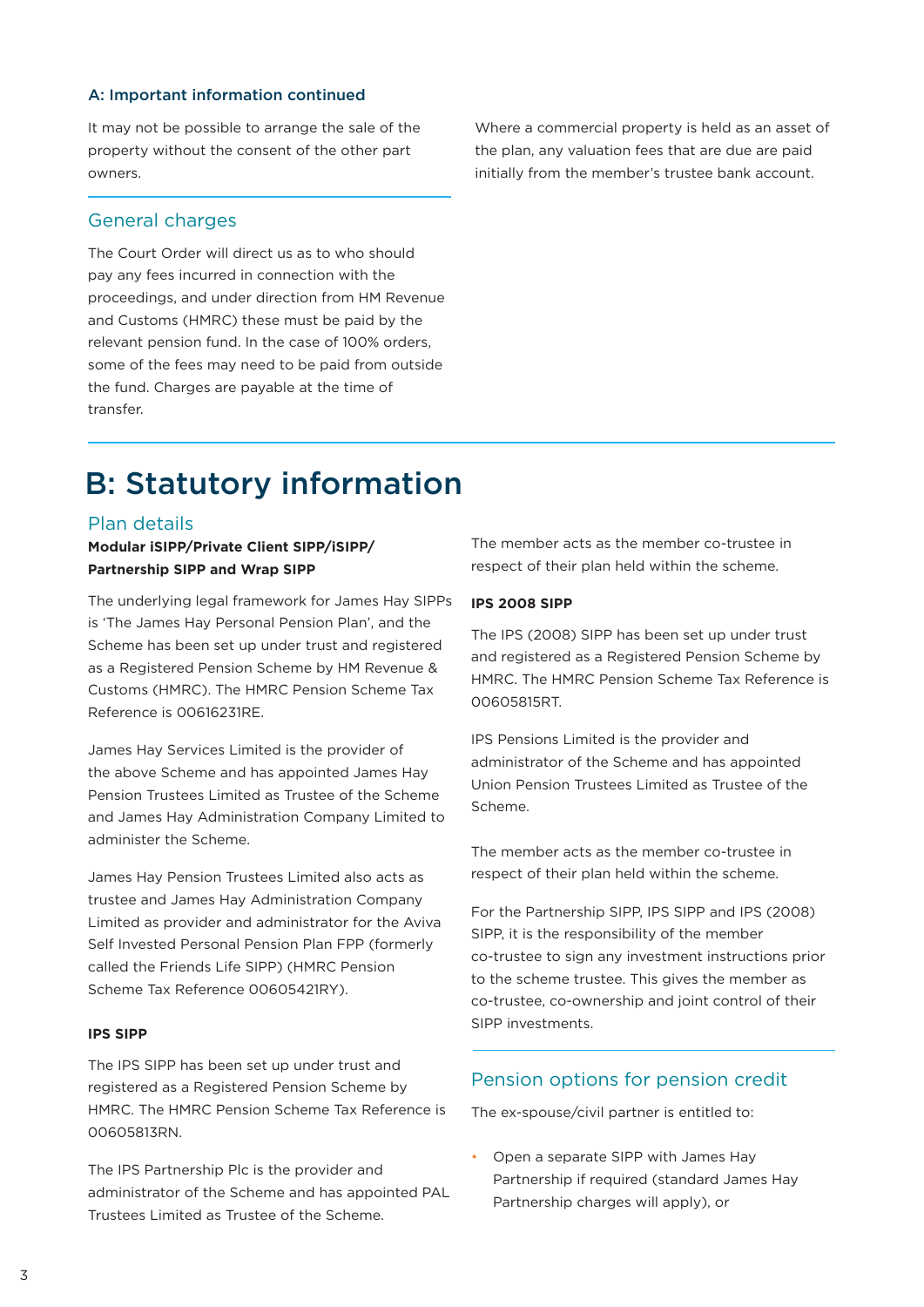### A: Important information continued

It may not be possible to arrange the sale of the property without the consent of the other part owners.

## General charges

The Court Order will direct us as to who should pay any fees incurred in connection with the proceedings, and under direction from HM Revenue and Customs (HMRC) these must be paid by the relevant pension fund. In the case of 100% orders, some of the fees may need to be paid from outside the fund. Charges are payable at the time of transfer.

Where a commercial property is held as an asset of the plan, any valuation fees that are due are paid initially from the member's trustee bank account.

# B: Statutory information

## Plan details

**Modular iSIPP/Private Client SIPP/iSIPP/ Partnership SIPP and Wrap SIPP**

The underlying legal framework for James Hay SIPPs is 'The James Hay Personal Pension Plan', and the Scheme has been set up under trust and registered as a Registered Pension Scheme by HM Revenue & Customs (HMRC). The HMRC Pension Scheme Tax Reference is 00616231RE.

James Hay Services Limited is the provider of the above Scheme and has appointed James Hay Pension Trustees Limited as Trustee of the Scheme and James Hay Administration Company Limited to administer the Scheme.

James Hay Pension Trustees Limited also acts as trustee and James Hay Administration Company Limited as provider and administrator for the Aviva Self Invested Personal Pension Plan FPP (formerly called the Friends Life SIPP) (HMRC Pension Scheme Tax Reference 00605421RY).

**IPS SIPP**

The IPS SIPP has been set up under trust and registered as a Registered Pension Scheme by HMRC. The HMRC Pension Scheme Tax Reference is 00605813RN.

The IPS Partnership Plc is the provider and administrator of the Scheme and has appointed PAL Trustees Limited as Trustee of the Scheme.

The member acts as the member co-trustee in respect of their plan held within the scheme.

**IPS 2008 SIPP**

The IPS (2008) SIPP has been set up under trust and registered as a Registered Pension Scheme by HMRC. The HMRC Pension Scheme Tax Reference is 00605815RT.

IPS Pensions Limited is the provider and administrator of the Scheme and has appointed Union Pension Trustees Limited as Trustee of the Scheme.

The member acts as the member co-trustee in respect of their plan held within the scheme.

For the Partnership SIPP, IPS SIPP and IPS (2008) SIPP, it is the responsibility of the member co-trustee to sign any investment instructions prior to the scheme trustee. This gives the member as co-trustee, co-ownership and joint control of their SIPP investments.

## Pension options for pension credit

The ex-spouse/civil partner is entitled to:

- Open a separate SIPP with James Hay Partnership if required (standard James Hay Partnership charges will apply), or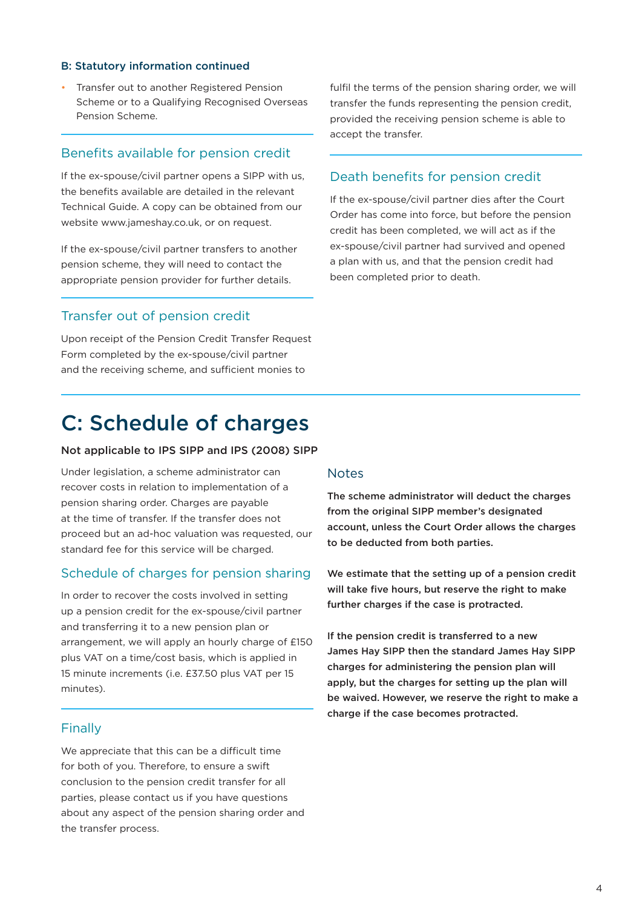### B: Statutory information continued

- Transfer out to another Registered Pension Scheme or to a Qualifying Recognised Overseas Pension Scheme.

## Benefits available for pension credit

If the ex-spouse/civil partner opens a SIPP with us, the benefits available are detailed in the relevant Technical Guide. A copy can be obtained from our website www.jameshay.co.uk, or on request.

If the ex-spouse/civil partner transfers to another pension scheme, they will need to contact the appropriate pension provider for further details.

## Transfer out of pension credit

Upon receipt of the Pension Credit Transfer Request Form completed by the ex-spouse/civil partner and the receiving scheme, and sufficient monies to fulfil the terms of the pension sharing order, we will transfer the funds representing the pension credit, provided the receiving pension scheme is able to accept the transfer.

## Death benefits for pension credit

If the ex-spouse/civil partner dies after the Court Order has come into force, but before the pension credit has been completed, we will act as if the ex-spouse/civil partner had survived and opened a plan with us, and that the pension credit had been completed prior to death.

# C: Schedule of charges

**Not applicable to IPS SIPP and IPS (2008) SIPP**

Under legislation, a scheme administrator can recover costs in relation to implementation of a pension sharing order. Charges are payable at the time of transfer. If the transfer does not proceed but an ad-hoc valuation was requested, our standard fee for this service will be charged.

## Schedule of charges for pension sharing

In order to recover the costs involved in setting up a pension credit for the ex-spouse/civil partner and transferring it to a new pension plan or arrangement, we will apply an hourly charge of £150 plus VAT on a time/cost basis, which is applied in 15 minute increments (i.e. £37.50 plus VAT per 15 minutes).

## Finally

We appreciate that this can be a difficult time for both of you. Therefore, to ensure a swift conclusion to the pension credit transfer for all parties, please contact us if you have questions about any aspect of the pension sharing order and the transfer process.

## Notes

**The scheme administrator will deduct the charges from the original SIPP member's designated account, unless the Court Order allows the charges to be deducted from both parties.**

**We estimate that the setting up of a pension credit will take five hours, but reserve the right to make further charges if the case is protracted.**

**If the pension credit is transferred to a new James Hay SIPP then the standard James Hay SIPP charges for administering the pension plan will apply, but the charges for setting up the plan will be waived. However, we reserve the right to make a charge if the case becomes protracted.**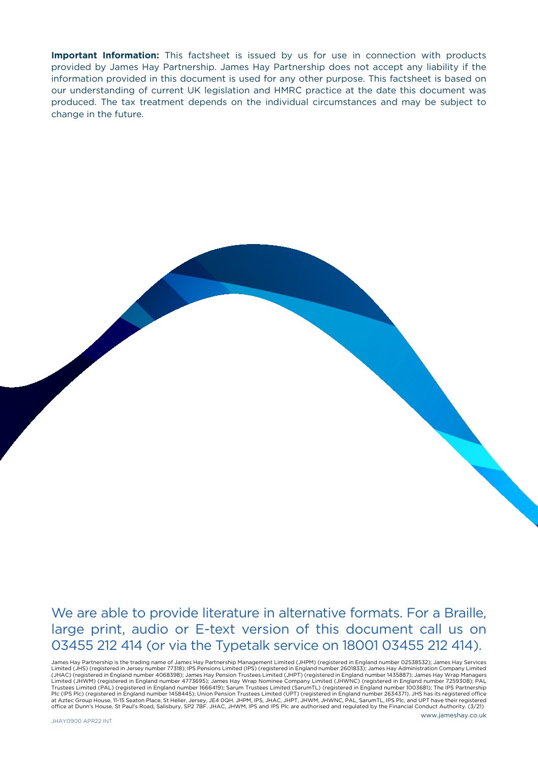**Important Information:** This factsheet is issued by us for use in connection with products provided by James Hay Partnership. James Hay Partnership does not accept any liability if the information provided in this document is used for any other purpose. This factsheet is based on our understanding of current UK legislation and HMRC practice at the date this document was produced. The tax treatment depends on the individual circumstances and may be subject to change in the future.

We are able to provide literature in alternative formats. For a Braille, large print, audio or E-text version of this document call us on 03455 212 414 (or via the Typetalk service on 18001 03455 212 414).

James Hay Partnership is the trading name of James Hay Partnership Management Limited (JHPM) (registered in England number 02538532); James Hay Services Limited (JHS) (registered in Jersey number 77318); IPS Pensions Limited (IPS) (registered in England number 2601833); James Hay Administration Company Limited (JHAC) (registered in England number 4068398); James Hay Pension Trustees Limited (JHPT) (registered in England number 1435887); James Hay Wrap Managers Limited (JHWM) (registered in England number 4773695); James Hay Wrap Nominee Company Limited (JHWNC) (registered in England number 7259308); PAL Trustees Limited (PAL) (registered in England number 1666419); Sarum Trustees Limited (SarumTL) (registered in England number 1003681); The IPS Partnership Plc (IPS Plc) (registered in England number 1458445); Union Pension Trustees Limited (UPT) (registered in England number 2634371). JHS has its registered office at Aztec Group House, 11-15 Seaton Place, St Helier, Jersey, JE4 0QH. JHPM, IPS, JHAC, JHPT, JHWM, JHWNC, PAL, SarumTL, IPS Plc, and UPT have their registered office at Dunn's House, St Paul's Road, Salisbury, SP2 7BF. JHAC, JHWM, IPS and IPS Plc are authorised and regulated by the Financial Conduct Authority. (3/21)

www.jameshay.co.uk

JHAY0900 APR22 INT